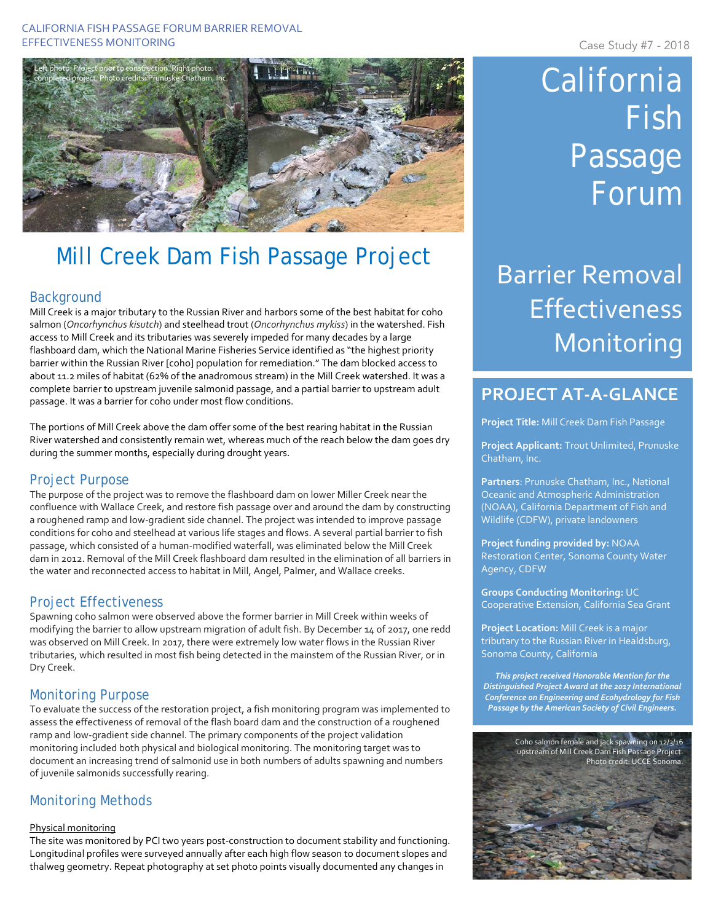CALIFORNIA FISH PASSAGE FORUM BARRIER REMOVAL EFFECTIVENESS MONITORING

Case Study #7 - 2018

Left photo: Project prior to construction. Right photo: completed project. Photo credits: Prunuske Chatham, Inc.

# Mill Creek Dam Fish Passage Project

## Background

Mill Creek is a major tributary to the Russian River and harbors some of the best habitat for coho salmon (*Oncorhynchus kisutch*) and steelhead trout (*Oncorhynchus mykiss*) in the watershed. Fish access to Mill Creek and its tributaries was severely impeded for many decades by a large flashboard dam, which the National Marine Fisheries Service identified as "the highest priority barrier within the Russian River [coho] population for remediation." The dam blocked access to about 11.2 miles of habitat (62% of the anadromous stream) in the Mill Creek watershed. It was a complete barrier to upstream juvenile salmonid passage, and a partial barrier to upstream adult passage. It was a barrier for coho under most flow conditions.

The portions of Mill Creek above the dam offer some of the best rearing habitat in the Russian River watershed and consistently remain wet, whereas much of the reach below the dam goes dry during the summer months, especially during drought years.

## Project Purpose

The purpose of the project was to remove the flashboard dam on lower Miller Creek near the confluence with Wallace Creek, and restore fish passage over and around the dam by constructing a roughened ramp and low-gradient side channel. The project was intended to improve passage conditions for coho and steelhead at various life stages and flows. A several partial barrier to fish passage, which consisted of a human-modified waterfall, was eliminated below the Mill Creek dam in 2012. Removal of the Mill Creek flashboard dam resulted in the elimination of all barriers in the water and reconnected access to habitat in Mill, Angel, Palmer, and Wallace creeks.

## Project Effectiveness

Spawning coho salmon were observed above the former barrier in Mill Creek within weeks of modifying the barrier to allow upstream migration of adult fish. By December 14 of 2017, one redd was observed on Mill Creek. In 2017, there were extremely low water flows in the Russian River tributaries, which resulted in most fish being detected in the mainstem of the Russian River, or in Dry Creek.

## Monitoring Purpose

To evaluate the success of the restoration project, a fish monitoring program was implemented to assess the effectiveness of removal of the flash board dam and the construction of a roughened ramp and low-gradient side channel. The primary components of the project validation monitoring included both physical and biological monitoring. The monitoring target was to document an increasing trend of salmonid use in both numbers of adults spawning and numbers of juvenile salmonids successfully rearing.

## Monitoring Methods

Physical monitoring

The site was monitored by PCI two years post-construction to document stability and functioning. Longitudinal profiles were surveyed annually after each high flow season to document slopes and thalweg geometry. Repeat photography at set photo points visually documented any changes in

# California Fish Passage Forum

## Barrier Removal Effectiveness Monitoring

## PROJECT AT-A-GLANCE

**Project Title:** Mill Creek Dam Fish Passage

**Project Applicant:** Trout Unlimited, Prunuske Chatham, Inc.

**Partners**: Prunuske Chatham, Inc., National Oceanic and Atmospheric Administration (NOAA), California Department of Fish and Wildlife (CDFW), private landowners

**Project funding provided by:** NOAA Restoration Center, Sonoma County Water Agency, CDFW

**Groups Conducting Monitoring:** UC Cooperative Extension, California Sea Grant

**Project Location:** Mill Creek is a major tributary to the Russian River in Healdsburg, Sonoma County, California

***This project received Honorable Mention for the Distinguished Project Award at the 2017 International Conference on Engineering and Ecohydrology for Fish Passage by the American Society of Civil Engineers.***

Coho salmon female and jack spawning on 12/3/16 upstream of Mill Creek Dam Fish Passage Project. Photo credit: UCCE Sonoma.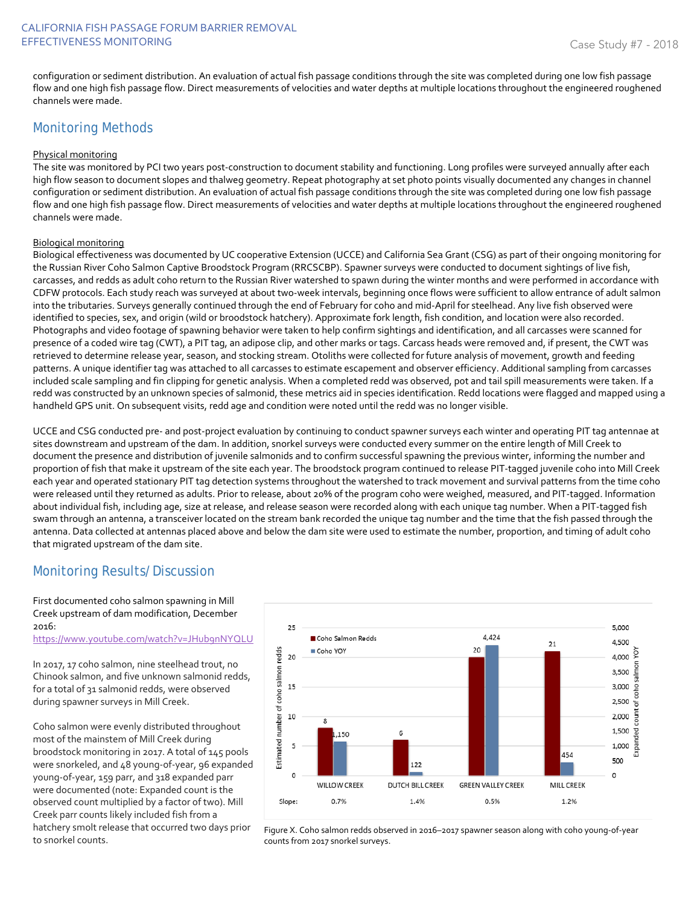configuration or sediment distribution. An evaluation of actual fish passage conditions through the site was completed during one low fish passage flow and one high fish passage flow. Direct measurements of velocities and water depths at multiple locations throughout the engineered roughened channels were made.

## Monitoring Methods

Physical monitoring

The site was monitored by PCI two years post-construction to document stability and functioning. Long profiles were surveyed annually after each high flow season to document slopes and thalweg geometry. Repeat photography at set photo points visually documented any changes in channel configuration or sediment distribution. An evaluation of actual fish passage conditions through the site was completed during one low fish passage flow and one high fish passage flow. Direct measurements of velocities and water depths at multiple locations throughout the engineered roughened channels were made.

Biological monitoring

Biological effectiveness was documented by UC cooperative Extension (UCCE) and California Sea Grant (CSG) as part of their ongoing monitoring for the Russian River Coho Salmon Captive Broodstock Program (RRCSCBP). Spawner surveys were conducted to document sightings of live fish, carcasses, and redds as adult coho return to the Russian River watershed to spawn during the winter months and were performed in accordance with CDFW protocols. Each study reach was surveyed at about two-week intervals, beginning once flows were sufficient to allow entrance of adult salmon into the tributaries. Surveys generally continued through the end of February for coho and mid-April for steelhead. Any live fish observed were identified to species, sex, and origin (wild or broodstock hatchery). Approximate fork length, fish condition, and location were also recorded. Photographs and video footage of spawning behavior were taken to help confirm sightings and identification, and all carcasses were scanned for presence of a coded wire tag (CWT), a PIT tag, an adipose clip, and other marks or tags. Carcass heads were removed and, if present, the CWT was retrieved to determine release year, season, and stocking stream. Otoliths were collected for future analysis of movement, growth and feeding patterns. A unique identifier tag was attached to all carcasses to estimate escapement and observer efficiency. Additional sampling from carcasses included scale sampling and fin clipping for genetic analysis. When a completed redd was observed, pot and tail spill measurements were taken. If a redd was constructed by an unknown species of salmonid, these metrics aid in species identification. Redd locations were flagged and mapped using a handheld GPS unit. On subsequent visits, redd age and condition were noted until the redd was no longer visible.

UCCE and CSG conducted pre- and post-project evaluation by continuing to conduct spawner surveys each winter and operating PIT tag antennae at sites downstream and upstream of the dam. In addition, snorkel surveys were conducted every summer on the entire length of Mill Creek to document the presence and distribution of juvenile salmonids and to confirm successful spawning the previous winter, informing the number and proportion of fish that make it upstream of the site each year. The broodstock program continued to release PIT-tagged juvenile coho into Mill Creek each year and operated stationary PIT tag detection systems throughout the watershed to track movement and survival patterns from the time coho were released until they returned as adults. Prior to release, about 20% of the program coho were weighed, measured, and PIT-tagged. Information about individual fish, including age, size at release, and release season were recorded along with each unique tag number. When a PIT-tagged fish swam through an antenna, a transceiver located on the stream bank recorded the unique tag number and the time that the fish passed through the antenna. Data collected at antennas placed above and below the dam site were used to estimate the number, proportion, and timing of adult coho that migrated upstream of the dam site.

## Monitoring Results/ Discussion

First documented coho salmon spawning in Mill Creek upstream of dam modification, December 2016:
https://www.youtube.com/watch?v=JHub9nNYQLU

In 2017, 17 coho salmon, nine steelhead trout, no Chinook salmon, and five unknown salmonid redds, for a total of 31 salmonid redds, were observed during spawner surveys in Mill Creek.

Coho salmon were evenly distributed throughout most of the mainstem of Mill Creek during broodstock monitoring in 2017. A total of 145 pools were snorkeled, and 48 young-of-year, 96 expanded young-of-year, 159 parr, and 318 expanded parr were documented (note: Expanded count is the observed count multiplied by a factor of two). Mill Creek parr counts likely included fish from a hatchery smolt release that occurred two days prior to snorkel counts.

| | Willow Creek | Dutch Bill Creek | Green Valley Creek | Mill Creek |
|---|---|---|---|---|
| Coho Salmon Redds (estimated number) | 8 | 6 | 20 | 21 |
| Coho YOY (expanded count) | 1,150 | 122 | 4,424 | 454 |
| Slope | 0.7% | 1.4% | 0.5% | 1.2% |

Figure X. Coho salmon redds observed in 2016–2017 spawner season along with coho young-of-year counts from 2017 snorkel surveys.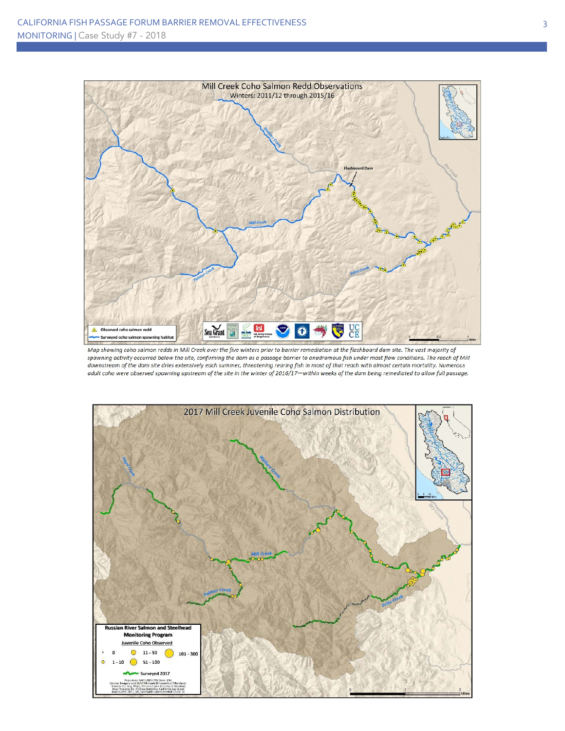Mill Creek Coho Salmon Redd Observations

Winters: 2011/12 through 2015/16

Wallace Creek

Flashboard Dam

Dry Creek

Mill Creek

Palmer Creek

Felta Creek

Observed coho salmon redd

Surveyed coho salmon spawning habitat

0 0.5 1 Miles

*Map showing coho salmon redds in Mill Creek over the five winters prior to barrier remediation at the flashboard dam site. The vast majority of spawning activity occurred below the site, confirming the dam as a passage barrier to anadromous fish under most flow conditions. The reach of Mill downstream of the dam site dries extensively each summer, threatening rearing fish in most of that reach with almost certain mortality. Numerous adult coho were observed spawning upstream of the site in the winter of 2016/17—within weeks of the dam being remediated to allow full passage.*

2017 Mill Creek Juvenile Coho Salmon Distribution

Angel Creek

Wallace Creek

Dry Creek

Mill Creek

Palmer Creek

Felta Creek

Russian River Salmon and Steelhead Monitoring Program

Juvenile Coho Observed

0

1 - 10

11 - 50

51 - 100

101 - 300

Surveyed 2017

0 1 2 Miles